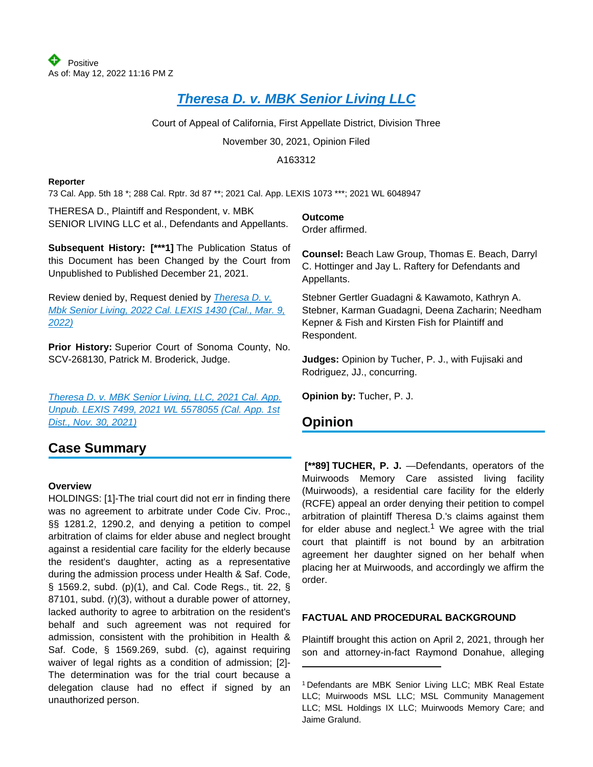Positive
As of: May 12, 2022 11:16 PM Z

# Theresa D. v. MBK Senior Living LLC

Court of Appeal of California, First Appellate District, Division Three

November 30, 2021, Opinion Filed

A163312

**Reporter**

73 Cal. App. 5th 18 *; 288 Cal. Rptr. 3d 87 **; 2021 Cal. App. LEXIS 1073 ***; 2021 WL 6048947

THERESA D., Plaintiff and Respondent, v. MBK SENIOR LIVING LLC et al., Defendants and Appellants.

**Subsequent History: [***1]** The Publication Status of this Document has been Changed by the Court from Unpublished to Published December 21, 2021.

Review denied by, Request denied by *Theresa D. v. Mbk Senior Living, 2022 Cal. LEXIS 1430 (Cal., Mar. 9, 2022)*

**Prior History:** Superior Court of Sonoma County, No. SCV-268130, Patrick M. Broderick, Judge.

*Theresa D. v. MBK Senior Living, LLC, 2021 Cal. App. Unpub. LEXIS 7499, 2021 WL 5578055 (Cal. App. 1st Dist., Nov. 30, 2021)*

## Case Summary

**Overview**

HOLDINGS: [1]-The trial court did not err in finding there was no agreement to arbitrate under Code Civ. Proc., §§ 1281.2, 1290.2, and denying a petition to compel arbitration of claims for elder abuse and neglect brought against a residential care facility for the elderly because the resident's daughter, acting as a representative during the admission process under Health & Saf. Code, § 1569.2, subd. (p)(1), and Cal. Code Regs., tit. 22, § 87101, subd. (r)(3), without a durable power of attorney, lacked authority to agree to arbitration on the resident's behalf and such agreement was not required for admission, consistent with the prohibition in Health & Saf. Code, § 1569.269, subd. (c), against requiring waiver of legal rights as a condition of admission; [2]-The determination was for the trial court because a delegation clause had no effect if signed by an unauthorized person.

**Outcome**

Order affirmed.

**Counsel:** Beach Law Group, Thomas E. Beach, Darryl C. Hottinger and Jay L. Raftery for Defendants and Appellants.

Stebner Gertler Guadagni & Kawamoto, Kathryn A. Stebner, Karman Guadagni, Deena Zacharin; Needham Kepner & Fish and Kirsten Fish for Plaintiff and Respondent.

**Judges:** Opinion by Tucher, P. J., with Fujisaki and Rodriguez, JJ., concurring.

**Opinion by:** Tucher, P. J.

## Opinion

**[**89] TUCHER, P. J.** —Defendants, operators of the Muirwoods Memory Care assisted living facility (Muirwoods), a residential care facility for the elderly (RCFE) appeal an order denying their petition to compel arbitration of plaintiff Theresa D.'s claims against them for elder abuse and neglect.[1] We agree with the trial court that plaintiff is not bound by an arbitration agreement her daughter signed on her behalf when placing her at Muirwoods, and accordingly we affirm the order.

### FACTUAL AND PROCEDURAL BACKGROUND

Plaintiff brought this action on April 2, 2021, through her son and attorney-in-fact Raymond Donahue, alleging

[1] Defendants are MBK Senior Living LLC; MBK Real Estate LLC; Muirwoods MSL LLC; MSL Community Management LLC; MSL Holdings IX LLC; Muirwoods Memory Care; and Jaime Gralund.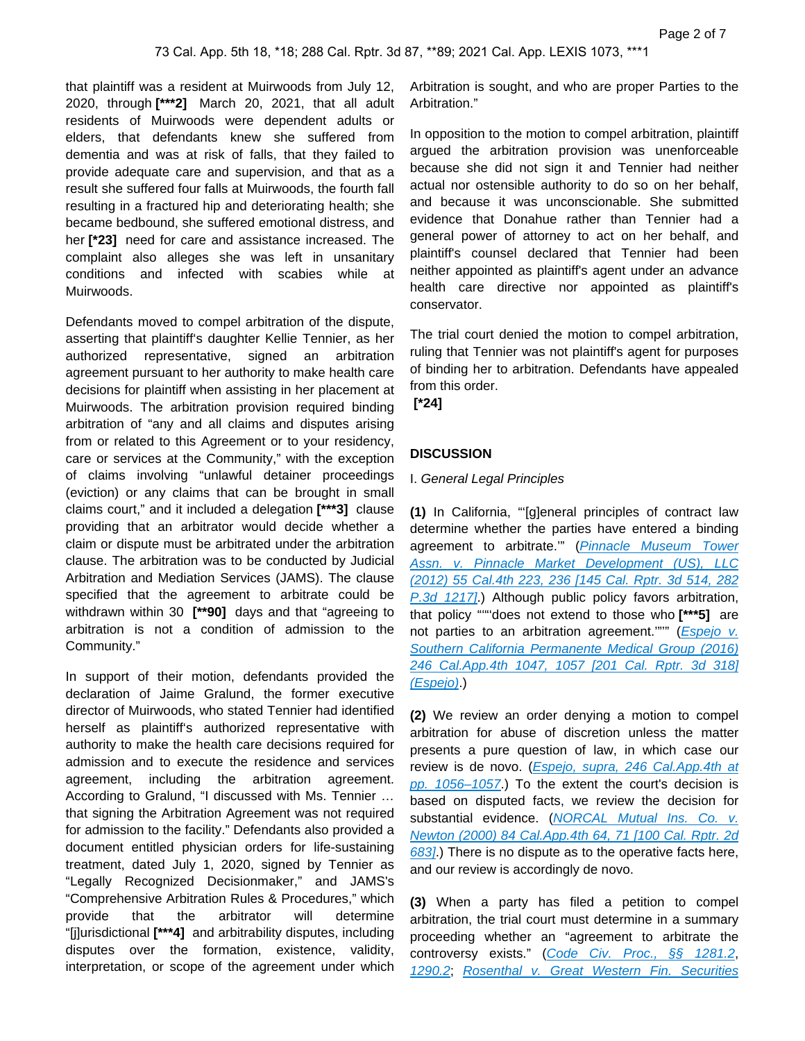that plaintiff was a resident at Muirwoods from July 12, 2020, through **[***2]** March 20, 2021, that all adult residents of Muirwoods were dependent adults or elders, that defendants knew she suffered from dementia and was at risk of falls, that they failed to provide adequate care and supervision, and that as a result she suffered four falls at Muirwoods, the fourth fall resulting in a fractured hip and deteriorating health; she became bedbound, she suffered emotional distress, and her **[*23]** need for care and assistance increased. The complaint also alleges she was left in unsanitary conditions and infected with scabies while at Muirwoods.

Defendants moved to compel arbitration of the dispute, asserting that plaintiff's daughter Kellie Tennier, as her authorized representative, signed an arbitration agreement pursuant to her authority to make health care decisions for plaintiff when assisting in her placement at Muirwoods. The arbitration provision required binding arbitration of "any and all claims and disputes arising from or related to this Agreement or to your residency, care or services at the Community," with the exception of claims involving "unlawful detainer proceedings (eviction) or any claims that can be brought in small claims court," and it included a delegation **[***3]** clause providing that an arbitrator would decide whether a claim or dispute must be arbitrated under the arbitration clause. The arbitration was to be conducted by Judicial Arbitration and Mediation Services (JAMS). The clause specified that the agreement to arbitrate could be withdrawn within 30 **[**90]** days and that "agreeing to arbitration is not a condition of admission to the Community."

In support of their motion, defendants provided the declaration of Jaime Gralund, the former executive director of Muirwoods, who stated Tennier had identified herself as plaintiff's authorized representative with authority to make the health care decisions required for admission and to execute the residence and services agreement, including the arbitration agreement. According to Gralund, "I discussed with Ms. Tennier … that signing the Arbitration Agreement was not required for admission to the facility." Defendants also provided a document entitled physician orders for life-sustaining treatment, dated July 1, 2020, signed by Tennier as "Legally Recognized Decisionmaker," and JAMS's "Comprehensive Arbitration Rules & Procedures," which provide that the arbitrator will determine "[j]urisdictional **[***4]** and arbitrability disputes, including disputes over the formation, existence, validity, interpretation, or scope of the agreement under which Arbitration is sought, and who are proper Parties to the Arbitration."

In opposition to the motion to compel arbitration, plaintiff argued the arbitration provision was unenforceable because she did not sign it and Tennier had neither actual nor ostensible authority to do so on her behalf, and because it was unconscionable. She submitted evidence that Donahue rather than Tennier had a general power of attorney to act on her behalf, and plaintiff's counsel declared that Tennier had been neither appointed as plaintiff's agent under an advance health care directive nor appointed as plaintiff's conservator.

The trial court denied the motion to compel arbitration, ruling that Tennier was not plaintiff's agent for purposes of binding her to arbitration. Defendants have appealed from this order.

**[*24]**

## DISCUSSION

I. *General Legal Principles*

**(1)** In California, "'[g]eneral principles of contract law determine whether the parties have entered a binding agreement to arbitrate.'" (*Pinnacle Museum Tower Assn. v. Pinnacle Market Development (US), LLC (2012) 55 Cal.4th 223, 236 [145 Cal. Rptr. 3d 514, 282 P.3d 1217]*.) Although public policy favors arbitration, that policy "'"'does not extend to those who **[***5]** are not parties to an arbitration agreement.'"'" (*Espejo v. Southern California Permanente Medical Group (2016) 246 Cal.App.4th 1047, 1057 [201 Cal. Rptr. 3d 318] (Espejo)*.)

**(2)** We review an order denying a motion to compel arbitration for abuse of discretion unless the matter presents a pure question of law, in which case our review is de novo. (*Espejo, supra, 246 Cal.App.4th at pp. 1056–1057*.) To the extent the court's decision is based on disputed facts, we review the decision for substantial evidence. (*NORCAL Mutual Ins. Co. v. Newton (2000) 84 Cal.App.4th 64, 71 [100 Cal. Rptr. 2d 683]*.) There is no dispute as to the operative facts here, and our review is accordingly de novo.

**(3)** When a party has filed a petition to compel arbitration, the trial court must determine in a summary proceeding whether an "agreement to arbitrate the controversy exists." (*Code Civ. Proc., §§ 1281.2*, *1290.2*; *Rosenthal v. Great Western Fin. Securities*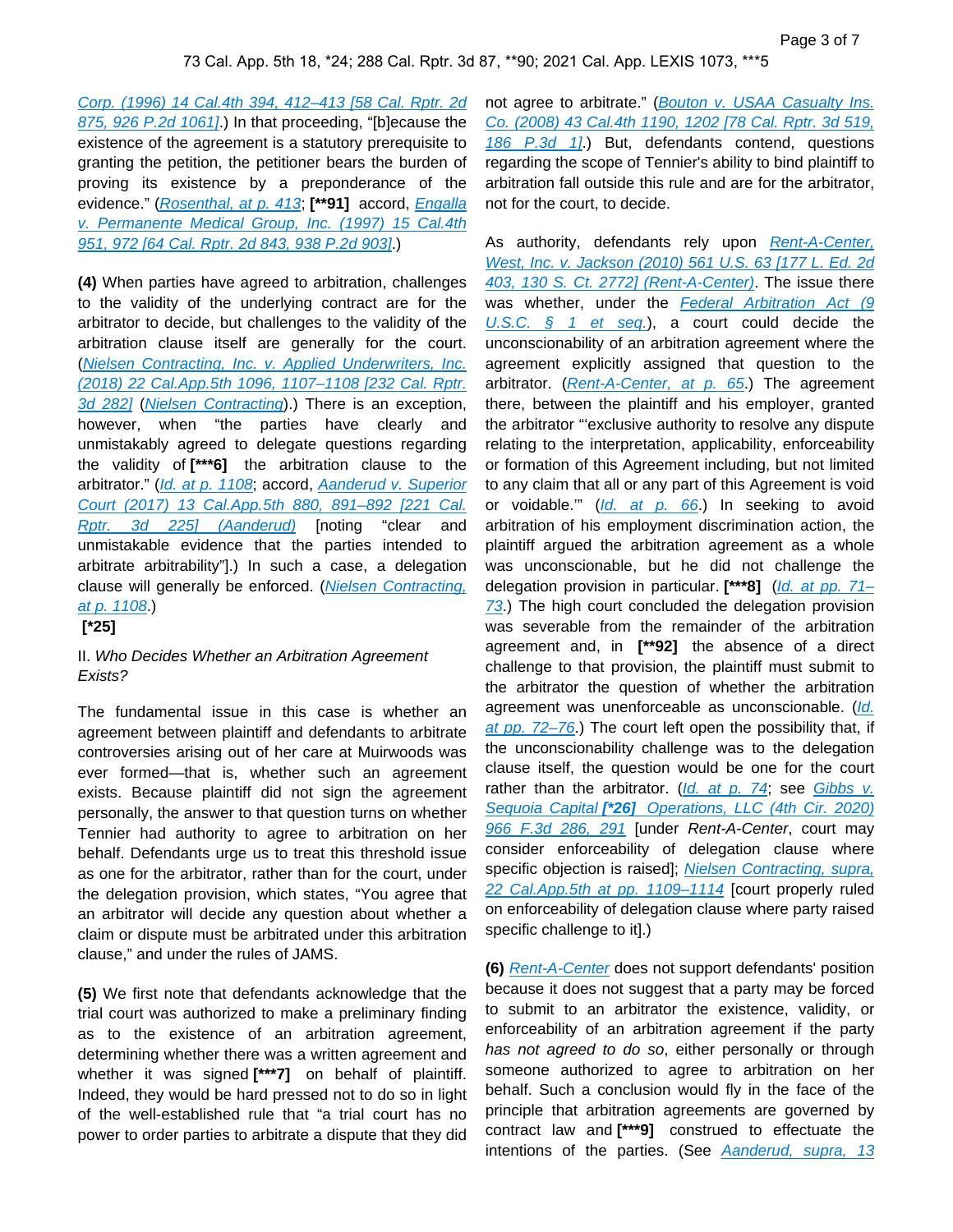Corp. (1996) 14 Cal.4th 394, 412–413 [58 Cal. Rptr. 2d 875, 926 P.2d 1061].) In that proceeding, "[b]ecause the existence of the agreement is a statutory prerequisite to granting the petition, the petitioner bears the burden of proving its existence by a preponderance of the evidence." (Rosenthal, at p. 413; **[**91]** accord, Engalla v. Permanente Medical Group, Inc. (1997) 15 Cal.4th 951, 972 [64 Cal. Rptr. 2d 843, 938 P.2d 903].)

**(4)** When parties have agreed to arbitration, challenges to the validity of the underlying contract are for the arbitrator to decide, but challenges to the validity of the arbitration clause itself are generally for the court. (Nielsen Contracting, Inc. v. Applied Underwriters, Inc. (2018) 22 Cal.App.5th 1096, 1107–1108 [232 Cal. Rptr. 3d 282] (Nielsen Contracting).) There is an exception, however, when "the parties have clearly and unmistakably agreed to delegate questions regarding the validity of **[***6]** the arbitration clause to the arbitrator." (Id. at p. 1108; accord, Aanderud v. Superior Court (2017) 13 Cal.App.5th 880, 891–892 [221 Cal. Rptr. 3d 225] (Aanderud) [noting "clear and unmistakable evidence that the parties intended to arbitrate arbitrability"].) In such a case, a delegation clause will generally be enforced. (Nielsen Contracting, at p. 1108.)

**[*25]**

II. *Who Decides Whether an Arbitration Agreement Exists?*

The fundamental issue in this case is whether an agreement between plaintiff and defendants to arbitrate controversies arising out of her care at Muirwoods was ever formed—that is, whether such an agreement exists. Because plaintiff did not sign the agreement personally, the answer to that question turns on whether Tennier had authority to agree to arbitration on her behalf. Defendants urge us to treat this threshold issue as one for the arbitrator, rather than for the court, under the delegation provision, which states, "You agree that an arbitrator will decide any question about whether a claim or dispute must be arbitrated under this arbitration clause," and under the rules of JAMS.

**(5)** We first note that defendants acknowledge that the trial court was authorized to make a preliminary finding as to the existence of an arbitration agreement, determining whether there was a written agreement and whether it was signed **[***7]** on behalf of plaintiff. Indeed, they would be hard pressed not to do so in light of the well-established rule that "a trial court has no power to order parties to arbitrate a dispute that they did not agree to arbitration." (Bouton v. USAA Casualty Ins. Co. (2008) 43 Cal.4th 1190, 1202 [78 Cal. Rptr. 3d 519, 186 P.3d 1].) But, defendants contend, questions regarding the scope of Tennier's ability to bind plaintiff to arbitration fall outside this rule and are for the arbitrator, not for the court, to decide.

As authority, defendants rely upon Rent-A-Center, West, Inc. v. Jackson (2010) 561 U.S. 63 [177 L. Ed. 2d 403, 130 S. Ct. 2772] (Rent-A-Center). The issue there was whether, under the Federal Arbitration Act (9 U.S.C. § 1 et seq.), a court could decide the unconscionability of an arbitration agreement where the agreement explicitly assigned that question to the arbitrator. (Rent-A-Center, at p. 65.) The agreement there, between the plaintiff and his employer, granted the arbitrator "'exclusive authority to resolve any dispute relating to the interpretation, applicability, enforceability or formation of this Agreement including, but not limited to any claim that all or any part of this Agreement is void or voidable.'" (Id. at p. 66.) In seeking to avoid arbitration of his employment discrimination action, the plaintiff argued the arbitration agreement as a whole was unconscionable, but he did not challenge the delegation provision in particular. **[***8]** (Id. at pp. 71–73.) The high court concluded the delegation provision was severable from the remainder of the arbitration agreement and, in **[**92]** the absence of a direct challenge to that provision, the plaintiff must submit to the arbitrator the question of whether the arbitration agreement was unenforceable as unconscionable. (Id. at pp. 72–76.) The court left open the possibility that, if the unconscionability challenge was to the delegation clause itself, the question would be one for the court rather than the arbitrator. (Id. at p. 74; see Gibbs v. Sequoia Capital **[*26]** Operations, LLC (4th Cir. 2020) 966 F.3d 286, 291 [under *Rent-A-Center*, court may consider enforceability of delegation clause where specific objection is raised]; Nielsen Contracting, supra, 22 Cal.App.5th at pp. 1109–1114 [court properly ruled on enforceability of delegation clause where party raised specific challenge to it].)

**(6)** Rent-A-Center does not support defendants' position because it does not suggest that a party may be forced to submit to an arbitrator the existence, validity, or enforceability of an arbitration agreement if the party *has not agreed to do so*, either personally or through someone authorized to agree to arbitration on her behalf. Such a conclusion would fly in the face of the principle that arbitration agreements are governed by contract law and **[***9]** construed to effectuate the intentions of the parties. (See Aanderud, supra, 13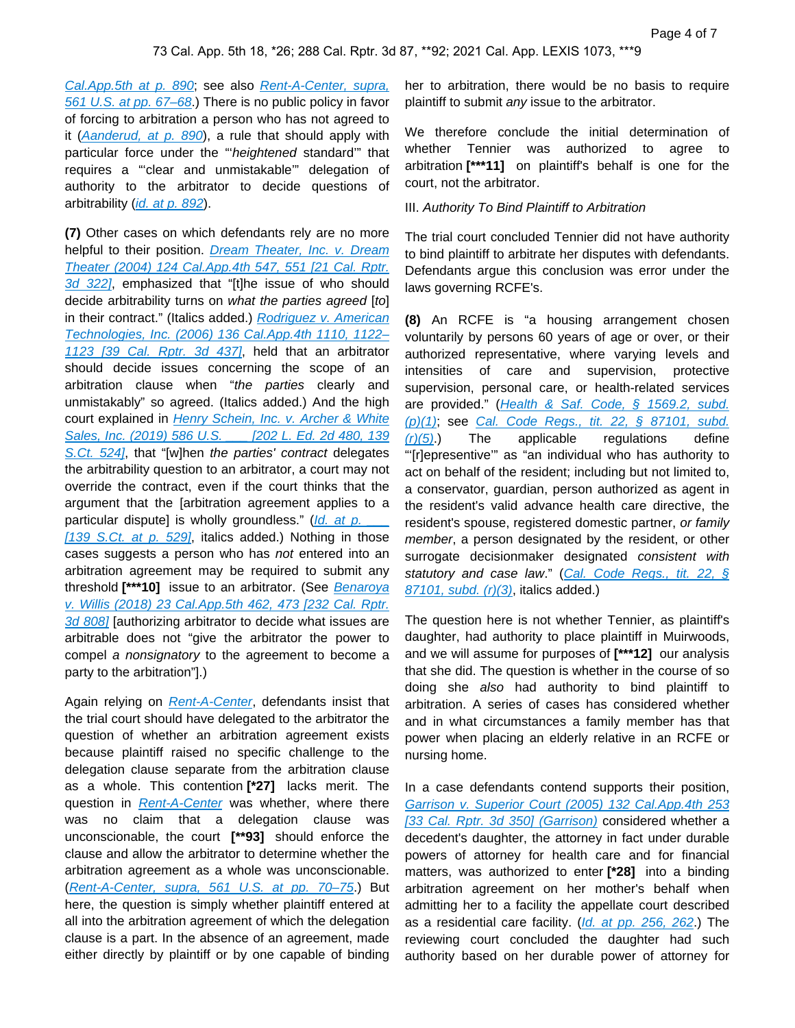Cal.App.5th at p. 890; see also Rent-A-Center, supra, 561 U.S. at pp. 67–68.) There is no public policy in favor of forcing to arbitration a person who has not agreed to it (Aanderud, at p. 890), a rule that should apply with particular force under the "'*heightened* standard'" that requires a "'clear and unmistakable'" delegation of authority to the arbitrator to decide questions of arbitrability (id. at p. 892).

**(7)** Other cases on which defendants rely are no more helpful to their position. Dream Theater, Inc. v. Dream Theater (2004) 124 Cal.App.4th 547, 551 [21 Cal. Rptr. 3d 322], emphasized that "[t]he issue of who should decide arbitrability turns on *what the parties agreed* [*to*] in their contract." (Italics added.) Rodriguez v. American Technologies, Inc. (2006) 136 Cal.App.4th 1110, 1122–1123 [39 Cal. Rptr. 3d 437], held that an arbitrator should decide issues concerning the scope of an arbitration clause when "*the parties* clearly and unmistakably" so agreed. (Italics added.) And the high court explained in Henry Schein, Inc. v. Archer & White Sales, Inc. (2019) 586 U.S. ___ [202 L. Ed. 2d 480, 139 S.Ct. 524], that "[w]hen *the parties' contract* delegates the arbitrability question to an arbitrator, a court may not override the contract, even if the court thinks that the argument that the [arbitration agreement applies to a particular dispute] is wholly groundless." (Id. at p. ___ [139 S.Ct. at p. 529], italics added.) Nothing in those cases suggests a person who has *not* entered into an arbitration agreement may be required to submit any threshold **[***10]** issue to an arbitrator. (See Benaroya v. Willis (2018) 23 Cal.App.5th 462, 473 [232 Cal. Rptr. 3d 808] [authorizing arbitrator to decide what issues are arbitrable does not "give the arbitrator the power to compel *a nonsignatory* to the agreement to become a party to the arbitration"].)

Again relying on Rent-A-Center, defendants insist that the trial court should have delegated to the arbitrator the question of whether an arbitration agreement exists because plaintiff raised no specific challenge to the delegation clause separate from the arbitration clause as a whole. This contention **[*27]** lacks merit. The question in Rent-A-Center was whether, where there was no claim that a delegation clause was unconscionable, the court **[**93]** should enforce the clause and allow the arbitrator to determine whether the arbitration agreement as a whole was unconscionable. (Rent-A-Center, supra, 561 U.S. at pp. 70–75.) But here, the question is simply whether plaintiff entered at all into the arbitration agreement of which the delegation clause is a part. In the absence of an agreement, made either directly by plaintiff or by one capable of binding her to arbitration, there would be no basis to require plaintiff to submit *any* issue to the arbitrator.

We therefore conclude the initial determination of whether Tennier was authorized to agree to arbitration **[***11]** on plaintiff's behalf is one for the court, not the arbitrator.

III. *Authority To Bind Plaintiff to Arbitration*

The trial court concluded Tennier did not have authority to bind plaintiff to arbitrate her disputes with defendants. Defendants argue this conclusion was error under the laws governing RCFE's.

**(8)** An RCFE is "a housing arrangement chosen voluntarily by persons 60 years of age or over, or their authorized representative, where varying levels and intensities of care and supervision, protective supervision, personal care, or health-related services are provided." (Health & Saf. Code, § 1569.2, subd. (p)(1); see Cal. Code Regs., tit. 22, § 87101, subd. (r)(5).) The applicable regulations define "'[r]epresentative'" as "an individual who has authority to act on behalf of the resident; including but not limited to, a conservator, guardian, person authorized as agent in the resident's valid advance health care directive, the resident's spouse, registered domestic partner, *or family member*, a person designated by the resident, or other surrogate decisionmaker designated *consistent with statutory and case law*." (Cal. Code Regs., tit. 22, § 87101, subd. (r)(3), italics added.)

The question here is not whether Tennier, as plaintiff's daughter, had authority to place plaintiff in Muirwoods, and we will assume for purposes of **[***12]** our analysis that she did. The question is whether in the course of so doing she *also* had authority to bind plaintiff to arbitration. A series of cases has considered whether and in what circumstances a family member has that power when placing an elderly relative in an RCFE or nursing home.

In a case defendants contend supports their position, Garrison v. Superior Court (2005) 132 Cal.App.4th 253 [33 Cal. Rptr. 3d 350] (Garrison) considered whether a decedent's daughter, the attorney in fact under durable powers of attorney for health care and for financial matters, was authorized to enter **[*28]** into a binding arbitration agreement on her mother's behalf when admitting her to a facility the appellate court described as a residential care facility. (Id. at pp. 256, 262.) The reviewing court concluded the daughter had such authority based on her durable power of attorney for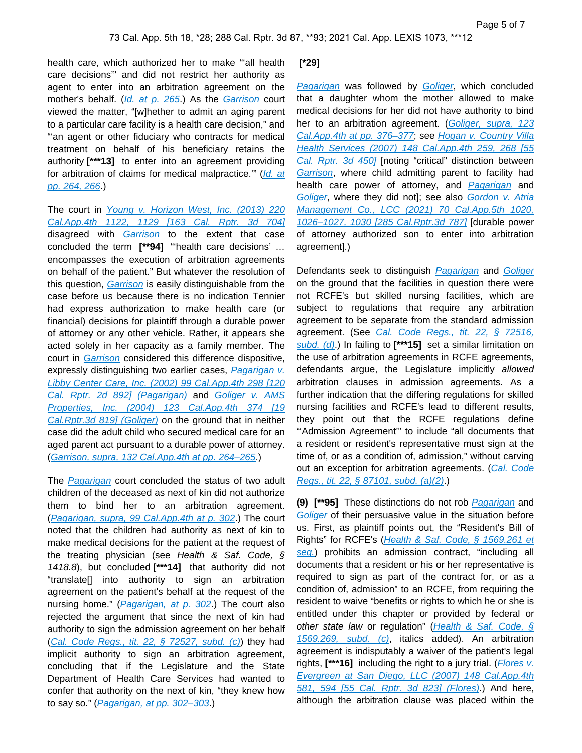health care, which authorized her to make "'all health care decisions'" and did not restrict her authority as agent to enter into an arbitration agreement on the mother's behalf. (*Id. at p. 265*.) As the *Garrison* court viewed the matter, "[w]hether to admit an aging parent to a particular care facility is a health care decision," and "'an agent or other fiduciary who contracts for medical treatment on behalf of his beneficiary retains the authority **[***13]** to enter into an agreement providing for arbitration of claims for medical malpractice.'" (*Id. at pp. 264, 266*.)

The court in *Young v. Horizon West, Inc. (2013) 220 Cal.App.4th 1122, 1129 [163 Cal. Rptr. 3d 704]* disagreed with *Garrison* to the extent that case concluded the term **[**94]** "'health care decisions' … encompasses the execution of arbitration agreements on behalf of the patient." But whatever the resolution of this question, *Garrison* is easily distinguishable from the case before us because there is no indication Tennier had express authorization to make health care (or financial) decisions for plaintiff through a durable power of attorney or any other vehicle. Rather, it appears she acted solely in her capacity as a family member. The court in *Garrison* considered this difference dispositive, expressly distinguishing two earlier cases, *Pagarigan v. Libby Center Care, Inc. (2002) 99 Cal.App.4th 298 [120 Cal. Rptr. 2d 892] (Pagarigan)* and *Goliger v. AMS Properties, Inc. (2004) 123 Cal.App.4th 374 [19 Cal.Rptr.3d 819] (Goliger)* on the ground that in neither case did the adult child who secured medical care for an aged parent act pursuant to a durable power of attorney. (*Garrison, supra, 132 Cal.App.4th at pp. 264–265*.)

The *Pagarigan* court concluded the status of two adult children of the deceased as next of kin did not authorize them to bind her to an arbitration agreement. (*Pagarigan, supra, 99 Cal.App.4th at p. 302*.) The court noted that the children had authority as next of kin to make medical decisions for the patient at the request of the treating physician (see *Health & Saf. Code, § 1418.8*), but concluded **[***14]** that authority did not "translate[] into authority to sign an arbitration agreement on the patient's behalf at the request of the nursing home." (*Pagarigan, at p. 302*.) The court also rejected the argument that since the next of kin had authority to sign the admission agreement on her behalf (*Cal. Code Regs., tit. 22, § 72527, subd. (c)*) they had implicit authority to sign an arbitration agreement, concluding that if the Legislature and the State Department of Health Care Services had wanted to confer that authority on the next of kin, "they knew how to say so." (*Pagarigan, at pp. 302–303*.)

**[*29]**

*Pagarigan* was followed by *Goliger*, which concluded that a daughter whom the mother allowed to make medical decisions for her did not have authority to bind her to an arbitration agreement. (*Goliger, supra, 123 Cal.App.4th at pp. 376–377*; see *Hogan v. Country Villa Health Services (2007) 148 Cal.App.4th 259, 268 [55 Cal. Rptr. 3d 450]* [noting "critical" distinction between *Garrison*, where child admitting parent to facility had health care power of attorney, and *Pagarigan* and *Goliger*, where they did not]; see also *Gordon v. Atria Management Co., LCC (2021) 70 Cal.App.5th 1020, 1026–1027, 1030 [285 Cal.Rptr.3d 787]* [durable power of attorney authorized son to enter into arbitration agreement].)

Defendants seek to distinguish *Pagarigan* and *Goliger* on the ground that the facilities in question there were not RCFE's but skilled nursing facilities, which are subject to regulations that require any arbitration agreement to be separate from the standard admission agreement. (See *Cal. Code Regs., tit. 22, § 72516, subd. (d)*.) In failing to **[***15]** set a similar limitation on the use of arbitration agreements in RCFE agreements, defendants argue, the Legislature implicitly *allowed* arbitration clauses in admission agreements. As a further indication that the differing regulations for skilled nursing facilities and RCFE's lead to different results, they point out that the RCFE regulations define "'Admission Agreement'" to include "all documents that a resident or resident's representative must sign at the time of, or as a condition of, admission," without carving out an exception for arbitration agreements. (*Cal. Code Regs., tit. 22, § 87101, subd. (a)(2)*.)

**(9)** **[**95]** These distinctions do not rob *Pagarigan* and *Goliger* of their persuasive value in the situation before us. First, as plaintiff points out, the "Resident's Bill of Rights" for RCFE's (*Health & Saf. Code, § 1569.261 et seq.*) prohibits an admission contract, "including all documents that a resident or his or her representative is required to sign as part of the contract for, or as a condition of, admission" to an RCFE, from requiring the resident to waive "benefits or rights to which he or she is entitled under this chapter or provided by federal or *other state law* or regulation" (*Health & Saf. Code, § 1569.269, subd. (c)*, italics added). An arbitration agreement is indisputably a waiver of the patient's legal rights, **[***16]** including the right to a jury trial. (*Flores v. Evergreen at San Diego, LLC (2007) 148 Cal.App.4th 581, 594 [55 Cal. Rptr. 3d 823] (Flores)*.) And here, although the arbitration clause was placed within the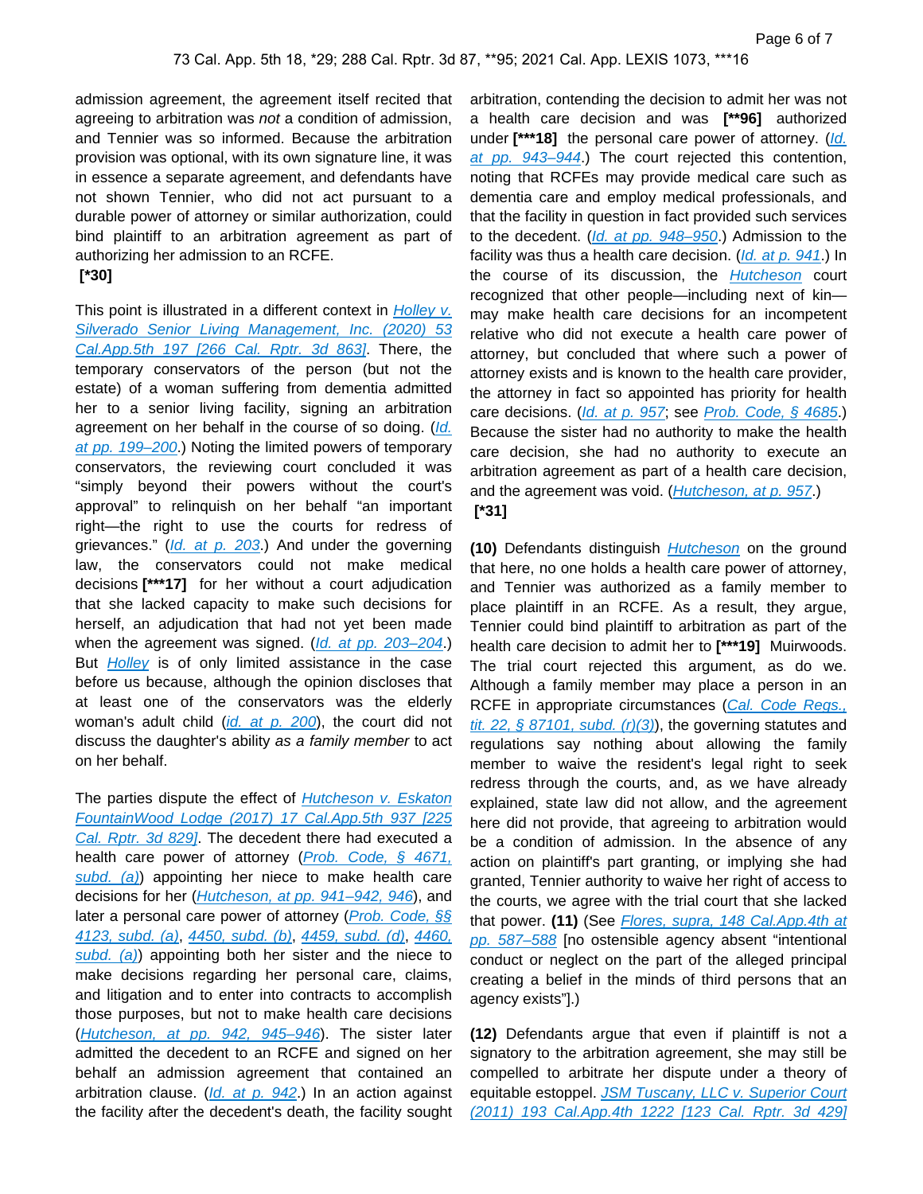admission agreement, the agreement itself recited that agreeing to arbitration was *not* a condition of admission, and Tennier was so informed. Because the arbitration provision was optional, with its own signature line, it was in essence a separate agreement, and defendants have not shown Tennier, who did not act pursuant to a durable power of attorney or similar authorization, could bind plaintiff to an arbitration agreement as part of authorizing her admission to an RCFE.

**[*30]**

This point is illustrated in a different context in Holley v. Silverado Senior Living Management, Inc. (2020) 53 Cal.App.5th 197 [266 Cal. Rptr. 3d 863]. There, the temporary conservators of the person (but not the estate) of a woman suffering from dementia admitted her to a senior living facility, signing an arbitration agreement on her behalf in the course of so doing. (Id. at pp. 199–200.) Noting the limited powers of temporary conservators, the reviewing court concluded it was "simply beyond their powers without the court's approval" to relinquish on her behalf "an important right—the right to use the courts for redress of grievances." (Id. at p. 203.) And under the governing law, the conservators could not make medical decisions **[***17]** for her without a court adjudication that she lacked capacity to make such decisions for herself, an adjudication that had not yet been made when the agreement was signed. (Id. at pp. 203–204.) But Holley is of only limited assistance in the case before us because, although the opinion discloses that at least one of the conservators was the elderly woman's adult child (id. at p. 200), the court did not discuss the daughter's ability *as a family member* to act on her behalf.

The parties dispute the effect of Hutcheson v. Eskaton FountainWood Lodge (2017) 17 Cal.App.5th 937 [225 Cal. Rptr. 3d 829]. The decedent there had executed a health care power of attorney (Prob. Code, § 4671, subd. (a)) appointing her niece to make health care decisions for her (Hutcheson, at pp. 941–942, 946), and later a personal care power of attorney (Prob. Code, §§ 4123, subd. (a), 4450, subd. (b), 4459, subd. (d), 4460, subd. (a)) appointing both her sister and the niece to make decisions regarding her personal care, claims, and litigation and to enter into contracts to accomplish those purposes, but not to make health care decisions (Hutcheson, at pp. 942, 945–946). The sister later admitted the decedent to an RCFE and signed on her behalf an admission agreement that contained an arbitration clause. (Id. at p. 942.) In an action against the facility after the decedent's death, the facility sought arbitration, contending the decision to admit her was not a health care decision and was **[**96]** authorized under **[***18]** the personal care power of attorney. (Id. at pp. 943–944.) The court rejected this contention, noting that RCFEs may provide medical care such as dementia care and employ medical professionals, and that the facility in question in fact provided such services to the decedent. (Id. at pp. 948–950.) Admission to the facility was thus a health care decision. (Id. at p. 941.) In the course of its discussion, the Hutcheson court recognized that other people—including next of kin—may make health care decisions for an incompetent relative who did not execute a health care power of attorney, but concluded that where such a power of attorney exists and is known to the health care provider, the attorney in fact so appointed has priority for health care decisions. (Id. at p. 957; see Prob. Code, § 4685.) Because the sister had no authority to make the health care decision, she had no authority to execute an arbitration agreement as part of a health care decision, and the agreement was void. (Hutcheson, at p. 957.)

**[*31]**

**(10)** Defendants distinguish Hutcheson on the ground that here, no one holds a health care power of attorney, and Tennier was authorized as a family member to place plaintiff in an RCFE. As a result, they argue, Tennier could bind plaintiff to arbitration as part of the health care decision to admit her to **[***19]** Muirwoods. The trial court rejected this argument, as do we. Although a family member may place a person in an RCFE in appropriate circumstances (Cal. Code Regs., tit. 22, § 87101, subd. (r)(3)), the governing statutes and regulations say nothing about allowing the family member to waive the resident's legal right to seek redress through the courts, and, as we have already explained, state law did not allow, and the agreement here did not provide, that agreeing to arbitration would be a condition of admission. In the absence of any action on plaintiff's part granting, or implying she had granted, Tennier authority to waive her right of access to the courts, we agree with the trial court that she lacked that power. **(11)** (See Flores, supra, 148 Cal.App.4th at pp. 587–588 [no ostensible agency absent "intentional conduct or neglect on the part of the alleged principal creating a belief in the minds of third persons that an agency exists"].)

**(12)** Defendants argue that even if plaintiff is not a signatory to the arbitration agreement, she may still be compelled to arbitrate her dispute under a theory of equitable estoppel. JSM Tuscany, LLC v. Superior Court (2011) 193 Cal.App.4th 1222 [123 Cal. Rptr. 3d 429]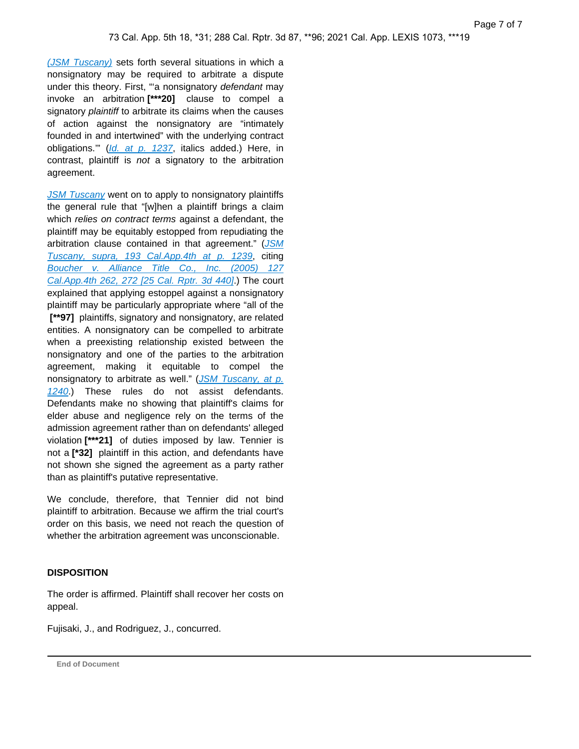(JSM Tuscany) sets forth several situations in which a nonsignatory may be required to arbitrate a dispute under this theory. First, "'a nonsignatory *defendant* may invoke an arbitration [***20] clause to compel a signatory *plaintiff* to arbitrate its claims when the causes of action against the nonsignatory are "intimately founded in and intertwined" with the underlying contract obligations.'" (Id. at p. 1237, italics added.) Here, in contrast, plaintiff is *not* a signatory to the arbitration agreement.

JSM Tuscany went on to apply to nonsignatory plaintiffs the general rule that "[w]hen a plaintiff brings a claim which *relies on contract terms* against a defendant, the plaintiff may be equitably estopped from repudiating the arbitration clause contained in that agreement." (JSM Tuscany, supra, 193 Cal.App.4th at p. 1239, citing Boucher v. Alliance Title Co., Inc. (2005) 127 Cal.App.4th 262, 272 [25 Cal. Rptr. 3d 440].) The court explained that applying estoppel against a nonsignatory plaintiff may be particularly appropriate where "all of the [**97] plaintiffs, signatory and nonsignatory, are related entities. A nonsignatory can be compelled to arbitrate when a preexisting relationship existed between the nonsignatory and one of the parties to the arbitration agreement, making it equitable to compel the nonsignatory to arbitrate as well." (JSM Tuscany, at p. 1240.) These rules do not assist defendants. Defendants make no showing that plaintiff's claims for elder abuse and negligence rely on the terms of the admission agreement rather than on defendants' alleged violation [***21] of duties imposed by law. Tennier is not a [*32] plaintiff in this action, and defendants have not shown she signed the agreement as a party rather than as plaintiff's putative representative.

We conclude, therefore, that Tennier did not bind plaintiff to arbitration. Because we affirm the trial court's order on this basis, we need not reach the question of whether the arbitration agreement was unconscionable.

## DISPOSITION

The order is affirmed. Plaintiff shall recover her costs on appeal.

Fujisaki, J., and Rodriguez, J., concurred.

End of Document